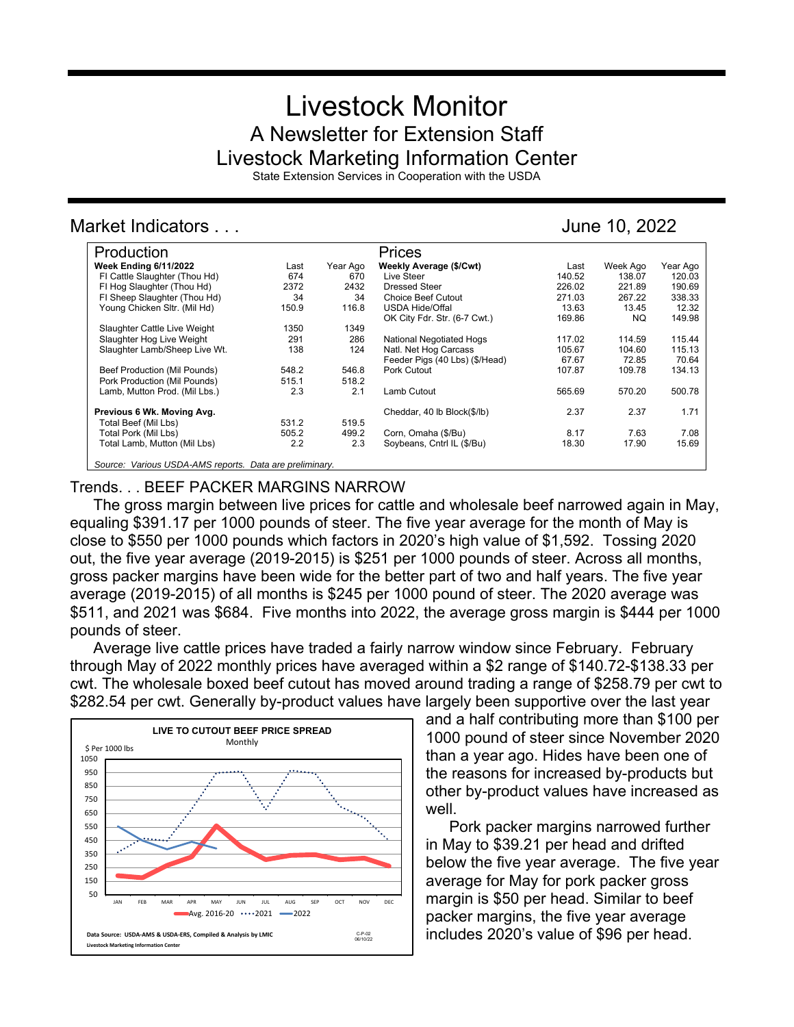# Livestock Monitor

## A Newsletter for Extension Staff

## Livestock Marketing Information Center

State Extension Services in Cooperation with the USDA

## Market Indicators . . .

June 10, 2022

| Production | Last | Year Ago | Prices | Last | Week Ago | Year Ago |
|---|---|---|---|---|---|---|
| **Week Ending 6/11/2022** | | | **Weekly Average ($/Cwt)** | | | |
| FI Cattle Slaughter (Thou Hd) | 674 | 670 | Live Steer | 140.52 | 138.07 | 120.03 |
| FI Hog Slaughter (Thou Hd) | 2372 | 2432 | Dressed Steer | 226.02 | 221.89 | 190.69 |
| FI Sheep Slaughter (Thou Hd) | 34 | 34 | Choice Beef Cutout | 271.03 | 267.22 | 338.33 |
| Young Chicken Sltr. (Mil Hd) | 150.9 | 116.8 | USDA Hide/Offal | 13.63 | 13.45 | 12.32 |
| | | | OK City Fdr. Str. (6-7 Cwt.) | 169.86 | NQ | 149.98 |
| Slaughter Cattle Live Weight | 1350 | 1349 | | | | |
| Slaughter Hog Live Weight | 291 | 286 | National Negotiated Hogs | 117.02 | 114.59 | 115.44 |
| Slaughter Lamb/Sheep Live Wt. | 138 | 124 | Natl. Net Hog Carcass | 105.67 | 104.60 | 115.13 |
| | | | Feeder Pigs (40 Lbs) ($/Head) | 67.67 | 72.85 | 70.64 |
| Beef Production (Mil Pounds) | 548.2 | 546.8 | Pork Cutout | 107.87 | 109.78 | 134.13 |
| Pork Production (Mil Pounds) | 515.1 | 518.2 | | | | |
| Lamb, Mutton Prod. (Mil Lbs.) | 2.3 | 2.1 | Lamb Cutout | 565.69 | 570.20 | 500.78 |
| **Previous 6 Wk. Moving Avg.** | | | Cheddar, 40 lb Block($/lb) | 2.37 | 2.37 | 1.71 |
| Total Beef (Mil Lbs) | 531.2 | 519.5 | | | | |
| Total Pork (Mil Lbs) | 505.2 | 499.2 | Corn, Omaha ($/Bu) | 8.17 | 7.63 | 7.08 |
| Total Lamb, Mutton (Mil Lbs) | 2.2 | 2.3 | Soybeans, Cntrl IL ($/Bu) | 18.30 | 17.90 | 15.69 |

*Source: Various USDA-AMS reports. Data are preliminary.*

## Trends. . . BEEF PACKER MARGINS NARROW

The gross margin between live prices for cattle and wholesale beef narrowed again in May, equaling $391.17 per 1000 pounds of steer. The five year average for the month of May is close to $550 per 1000 pounds which factors in 2020's high value of $1,592. Tossing 2020 out, the five year average (2019-2015) is $251 per 1000 pounds of steer. Across all months, gross packer margins have been wide for the better part of two and half years. The five year average (2019-2015) of all months is $245 per 1000 pound of steer. The 2020 average was $511, and 2021 was $684. Five months into 2022, the average gross margin is $444 per 1000 pounds of steer.

Average live cattle prices have traded a fairly narrow window since February. February through May of 2022 monthly prices have averaged within a $2 range of $140.72-$138.33 per cwt. The wholesale boxed beef cutout has moved around trading a range of $258.79 per cwt to $282.54 per cwt. Generally by-product values have largely been supportive over the last year and a half contributing more than $100 per 1000 pound of steer since November 2020 than a year ago. Hides have been one of the reasons for increased by-products but other by-product values have increased as well.

Pork packer margins narrowed further in May to $39.21 per head and drifted below the five year average. The five year average for May for pork packer gross margin is $50 per head. Similar to beef packer margins, the five year average includes 2020's value of $96 per head.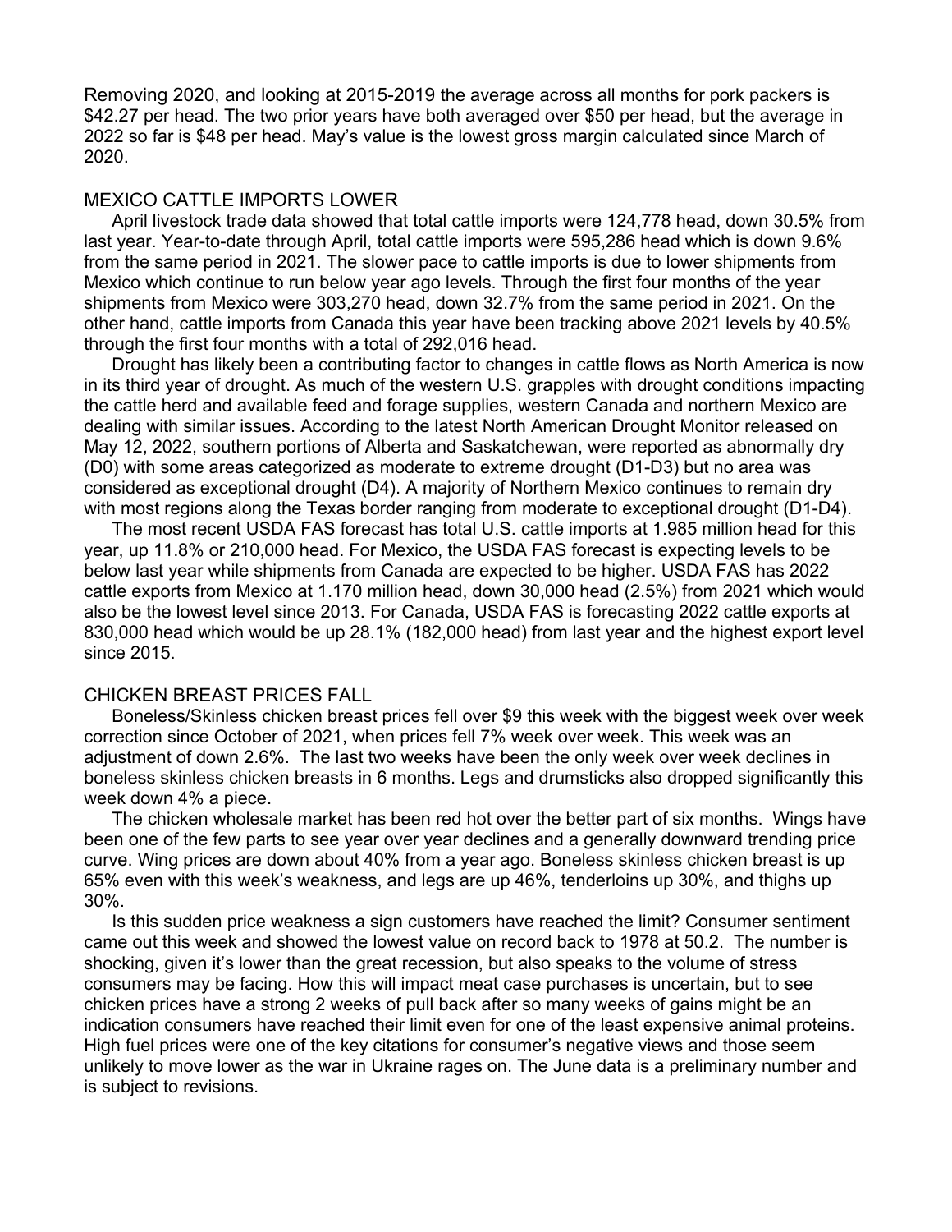Removing 2020, and looking at 2015-2019 the average across all months for pork packers is $42.27 per head. The two prior years have both averaged over $50 per head, but the average in 2022 so far is $48 per head. May's value is the lowest gross margin calculated since March of 2020.

## MEXICO CATTLE IMPORTS LOWER

April livestock trade data showed that total cattle imports were 124,778 head, down 30.5% from last year. Year-to-date through April, total cattle imports were 595,286 head which is down 9.6% from the same period in 2021. The slower pace to cattle imports is due to lower shipments from Mexico which continue to run below year ago levels. Through the first four months of the year shipments from Mexico were 303,270 head, down 32.7% from the same period in 2021. On the other hand, cattle imports from Canada this year have been tracking above 2021 levels by 40.5% through the first four months with a total of 292,016 head.

Drought has likely been a contributing factor to changes in cattle flows as North America is now in its third year of drought. As much of the western U.S. grapples with drought conditions impacting the cattle herd and available feed and forage supplies, western Canada and northern Mexico are dealing with similar issues. According to the latest North American Drought Monitor released on May 12, 2022, southern portions of Alberta and Saskatchewan, were reported as abnormally dry (D0) with some areas categorized as moderate to extreme drought (D1-D3) but no area was considered as exceptional drought (D4). A majority of Northern Mexico continues to remain dry with most regions along the Texas border ranging from moderate to exceptional drought (D1-D4).

The most recent USDA FAS forecast has total U.S. cattle imports at 1.985 million head for this year, up 11.8% or 210,000 head. For Mexico, the USDA FAS forecast is expecting levels to be below last year while shipments from Canada are expected to be higher. USDA FAS has 2022 cattle exports from Mexico at 1.170 million head, down 30,000 head (2.5%) from 2021 which would also be the lowest level since 2013. For Canada, USDA FAS is forecasting 2022 cattle exports at 830,000 head which would be up 28.1% (182,000 head) from last year and the highest export level since 2015.

## CHICKEN BREAST PRICES FALL

Boneless/Skinless chicken breast prices fell over $9 this week with the biggest week over week correction since October of 2021, when prices fell 7% week over week. This week was an adjustment of down 2.6%. The last two weeks have been the only week over week declines in boneless skinless chicken breasts in 6 months. Legs and drumsticks also dropped significantly this week down 4% a piece.

The chicken wholesale market has been red hot over the better part of six months. Wings have been one of the few parts to see year over year declines and a generally downward trending price curve. Wing prices are down about 40% from a year ago. Boneless skinless chicken breast is up 65% even with this week's weakness, and legs are up 46%, tenderloins up 30%, and thighs up 30%.

Is this sudden price weakness a sign customers have reached the limit? Consumer sentiment came out this week and showed the lowest value on record back to 1978 at 50.2. The number is shocking, given it's lower than the great recession, but also speaks to the volume of stress consumers may be facing. How this will impact meat case purchases is uncertain, but to see chicken prices have a strong 2 weeks of pull back after so many weeks of gains might be an indication consumers have reached their limit even for one of the least expensive animal proteins. High fuel prices were one of the key citations for consumer's negative views and those seem unlikely to move lower as the war in Ukraine rages on. The June data is a preliminary number and is subject to revisions.